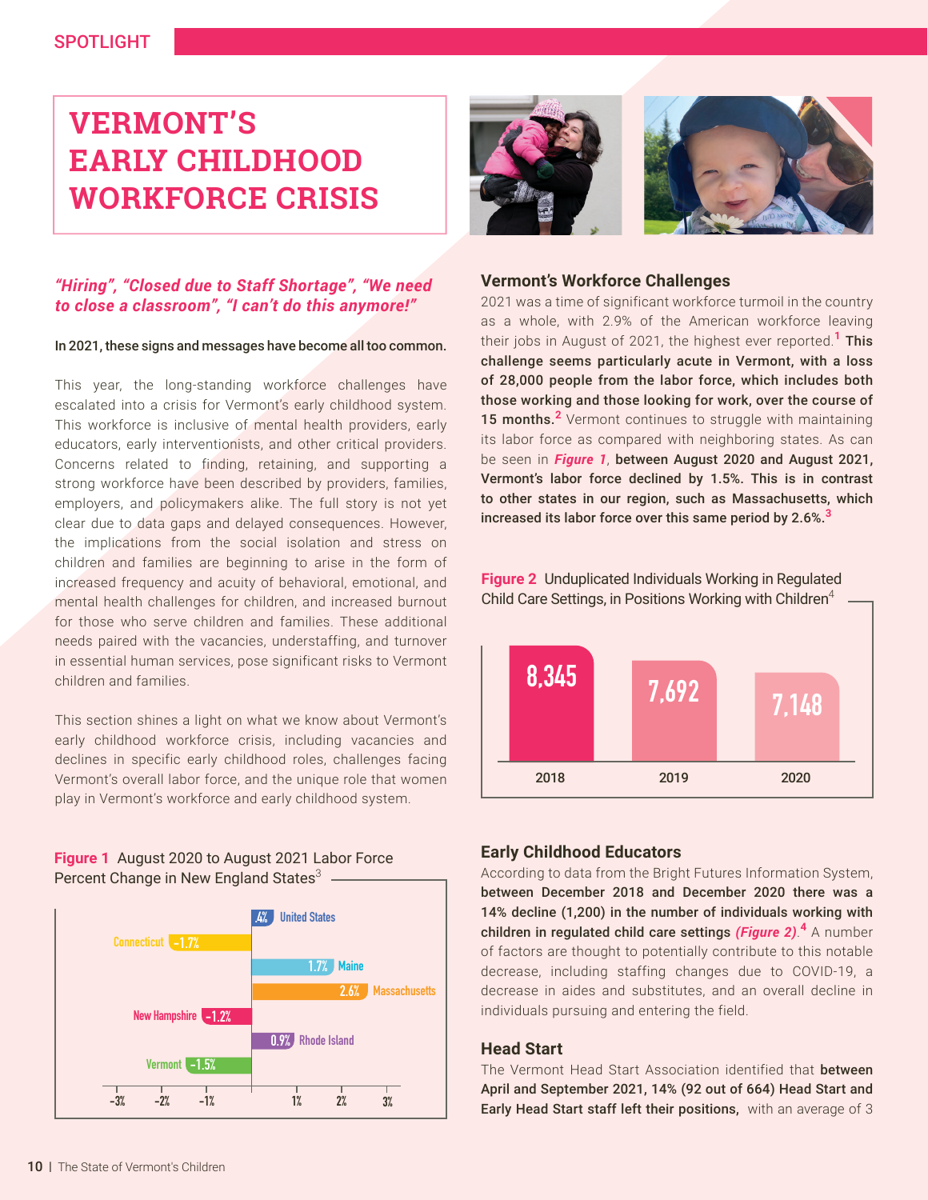SPOTLIGHT

# VERMONT'S EARLY CHILDHOOD WORKFORCE CRISIS

*"Hiring", "Closed due to Staff Shortage", "We need to close a classroom", "I can't do this anymore!"*

**In 2021, these signs and messages have become all too common.**

This year, the long-standing workforce challenges have escalated into a crisis for Vermont's early childhood system. This workforce is inclusive of mental health providers, early educators, early interventionists, and other critical providers. Concerns related to finding, retaining, and supporting a strong workforce have been described by providers, families, employers, and policymakers alike. The full story is not yet clear due to data gaps and delayed consequences. However, the implications from the social isolation and stress on children and families are beginning to arise in the form of increased frequency and acuity of behavioral, emotional, and mental health challenges for children, and increased burnout for those who serve children and families. These additional needs paired with the vacancies, understaffing, and turnover in essential human services, pose significant risks to Vermont children and families.

This section shines a light on what we know about Vermont's early childhood workforce crisis, including vacancies and declines in specific early childhood roles, challenges facing Vermont's overall labor force, and the unique role that women play in Vermont's workforce and early childhood system.

**Figure 1** August 2020 to August 2021 Labor Force Percent Change in New England States[3]

| State | Percent Change |
|---|---|
| United States | .4% |
| Connecticut | -1.7% |
| Maine | 1.7% |
| Massachusetts | 2.6% |
| New Hampshire | -1.2% |
| Rhode Island | 0.9% |
| Vermont | -1.5% |

## Vermont's Workforce Challenges

2021 was a time of significant workforce turmoil in the country as a whole, with 2.9% of the American workforce leaving their jobs in August of 2021, the highest ever reported.[1] **This challenge seems particularly acute in Vermont, with a loss of 28,000 people from the labor force, which includes both those working and those looking for work, over the course of 15 months.**[2] Vermont continues to struggle with maintaining its labor force as compared with neighboring states. As can be seen in ***Figure 1***, **between August 2020 and August 2021, Vermont's labor force declined by 1.5%. This is in contrast to other states in our region, such as Massachusetts, which increased its labor force over this same period by 2.6%.**[3]

**Figure 2** Unduplicated Individuals Working in Regulated Child Care Settings, in Positions Working with Children[4]

| Year | Individuals |
|---|---|
| 2018 | 8,345 |
| 2019 | 7,692 |
| 2020 | 7,148 |

## Early Childhood Educators

According to data from the Bright Futures Information System, **between December 2018 and December 2020 there was a 14% decline (1,200) in the number of individuals working with children in regulated child care settings *(Figure 2)*.**[4] A number of factors are thought to potentially contribute to this notable decrease, including staffing changes due to COVID-19, a decrease in aides and substitutes, and an overall decline in individuals pursuing and entering the field.

## Head Start

The Vermont Head Start Association identified that **between April and September 2021, 14% (92 out of 664) Head Start and Early Head Start staff left their positions,** with an average of 3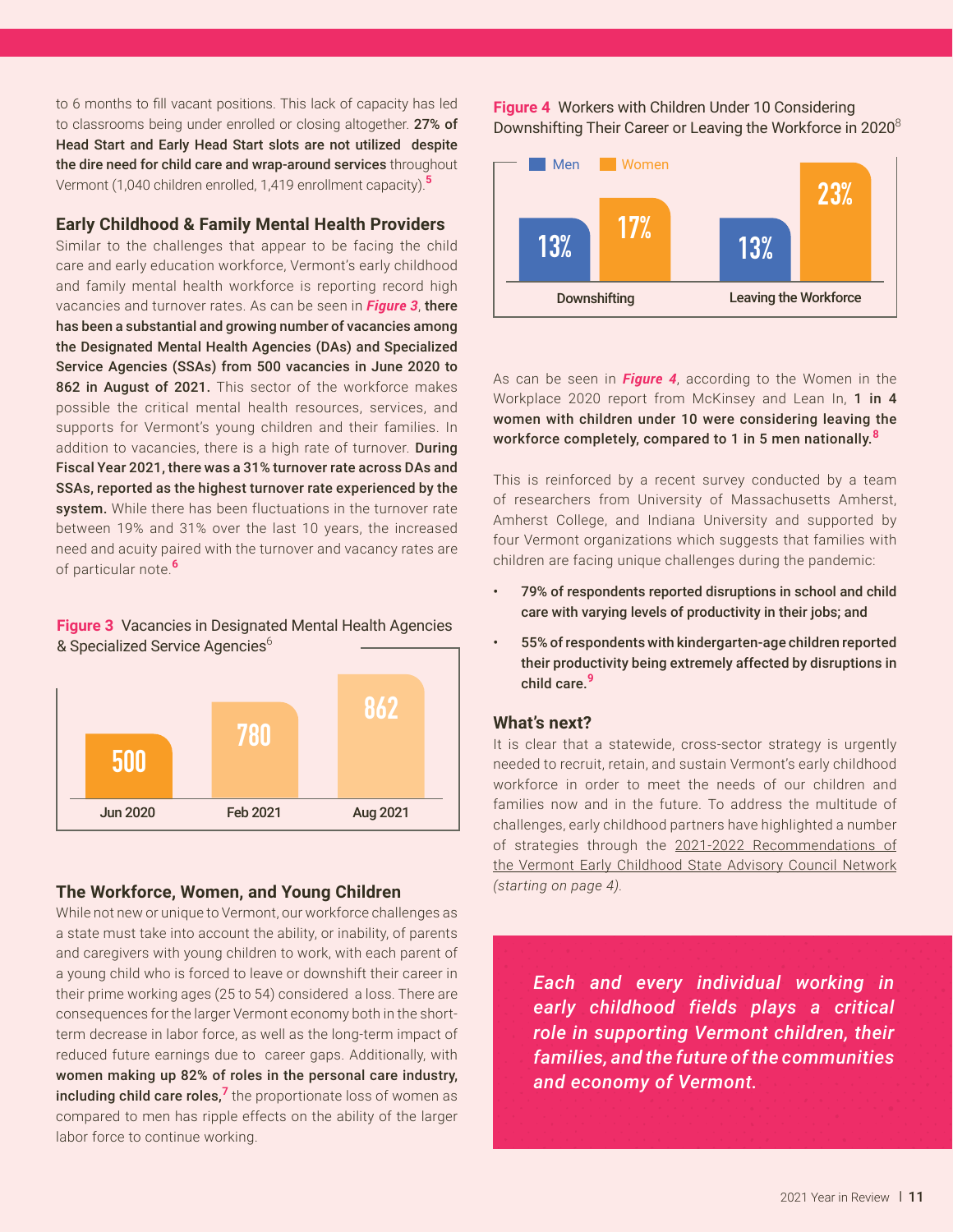to 6 months to fill vacant positions. This lack of capacity has led to classrooms being under enrolled or closing altogether. **27% of Head Start and Early Head Start slots are not utilized despite the dire need for child care and wrap-around services** throughout Vermont (1,040 children enrolled, 1,419 enrollment capacity).[5]

### Early Childhood & Family Mental Health Providers

Similar to the challenges that appear to be facing the child care and early education workforce, Vermont's early childhood and family mental health workforce is reporting record high vacancies and turnover rates. As can be seen in ***Figure 3***, **there has been a substantial and growing number of vacancies among the Designated Mental Health Agencies (DAs) and Specialized Service Agencies (SSAs) from 500 vacancies in June 2020 to 862 in August of 2021.** This sector of the workforce makes possible the critical mental health resources, services, and supports for Vermont's young children and their families. In addition to vacancies, there is a high rate of turnover. **During Fiscal Year 2021, there was a 31% turnover rate across DAs and SSAs, reported as the highest turnover rate experienced by the system.** While there has been fluctuations in the turnover rate between 19% and 31% over the last 10 years, the increased need and acuity paired with the turnover and vacancy rates are of particular note.[6]

**Figure 3** Vacancies in Designated Mental Health Agencies & Specialized Service Agencies[6]

500
Jun 2020
780
Feb 2021
862
Aug 2021

### The Workforce, Women, and Young Children

While not new or unique to Vermont, our workforce challenges as a state must take into account the ability, or inability, of parents and caregivers with young children to work, with each parent of a young child who is forced to leave or downshift their career in their prime working ages (25 to 54) considered a loss. There are consequences for the larger Vermont economy both in the short-term decrease in labor force, as well as the long-term impact of reduced future earnings due to career gaps. Additionally, with **women making up 82% of roles in the personal care industry, including child care roles,**[7] the proportionate loss of women as compared to men has ripple effects on the ability of the larger labor force to continue working.

**Figure 4** Workers with Children Under 10 Considering Downshifting Their Career or Leaving the Workforce in 2020[8]

Men
Women
13%
17%
Downshifting
13%
23%
Leaving the Workforce

As can be seen in ***Figure 4***, according to the Women in the Workplace 2020 report from McKinsey and Lean In, **1 in 4 women with children under 10 were considering leaving the workforce completely, compared to 1 in 5 men nationally.**[8]

This is reinforced by a recent survey conducted by a team of researchers from University of Massachusetts Amherst, Amherst College, and Indiana University and supported by four Vermont organizations which suggests that families with children are facing unique challenges during the pandemic:

- **79% of respondents reported disruptions in school and child care with varying levels of productivity in their jobs; and**
- **55% of respondents with kindergarten-age children reported their productivity being extremely affected by disruptions in child care.**[9]

### What's next?

It is clear that a statewide, cross-sector strategy is urgently needed to recruit, retain, and sustain Vermont's early childhood workforce in order to meet the needs of our children and families now and in the future. To address the multitude of challenges, early childhood partners have highlighted a number of strategies through the 2021-2022 Recommendations of the Vermont Early Childhood State Advisory Council Network *(starting on page 4)*.

***Each and every individual working in early childhood fields plays a critical role in supporting Vermont children, their families, and the future of the communities and economy of Vermont.***